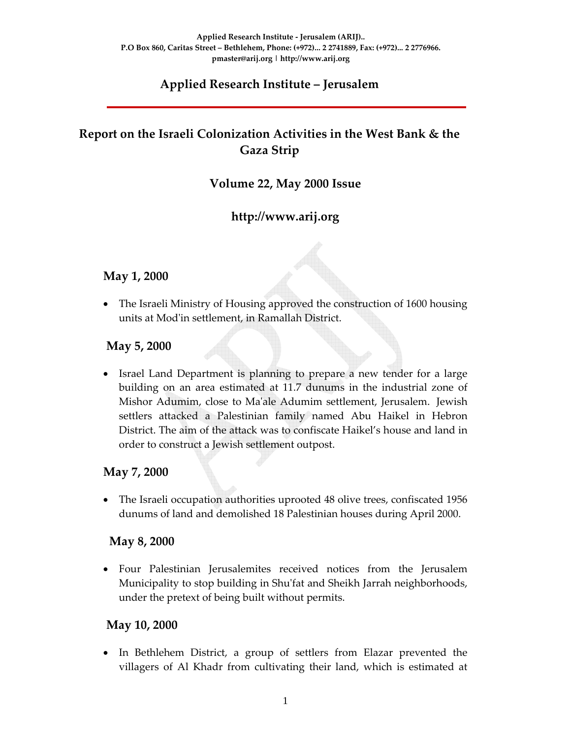Applied Research Institute - Jerusalem (ARIJ)..
P.O Box 860, Caritas Street – Bethlehem, Phone: (+972)... 2 2741889, Fax: (+972)... 2 2776966.
pmaster@arij.org | http://www.arij.org

# Applied Research Institute – Jerusalem

## Report on the Israeli Colonization Activities in the West Bank & the Gaza Strip

### Volume 22, May 2000 Issue

### http://www.arij.org

### May 1, 2000

- The Israeli Ministry of Housing approved the construction of 1600 housing units at Mod'in settlement, in Ramallah District.

### May 5, 2000

- Israel Land Department is planning to prepare a new tender for a large building on an area estimated at 11.7 dunums in the industrial zone of Mishor Adumim, close to Ma'ale Adumim settlement, Jerusalem. Jewish settlers attacked a Palestinian family named Abu Haikel in Hebron District. The aim of the attack was to confiscate Haikel's house and land in order to construct a Jewish settlement outpost.

### May 7, 2000

- The Israeli occupation authorities uprooted 48 olive trees, confiscated 1956 dunums of land and demolished 18 Palestinian houses during April 2000.

### May 8, 2000

- Four Palestinian Jerusalemites received notices from the Jerusalem Municipality to stop building in Shu'fat and Sheikh Jarrah neighborhoods, under the pretext of being built without permits.

### May 10, 2000

- In Bethlehem District, a group of settlers from Elazar prevented the villagers of Al Khadr from cultivating their land, which is estimated at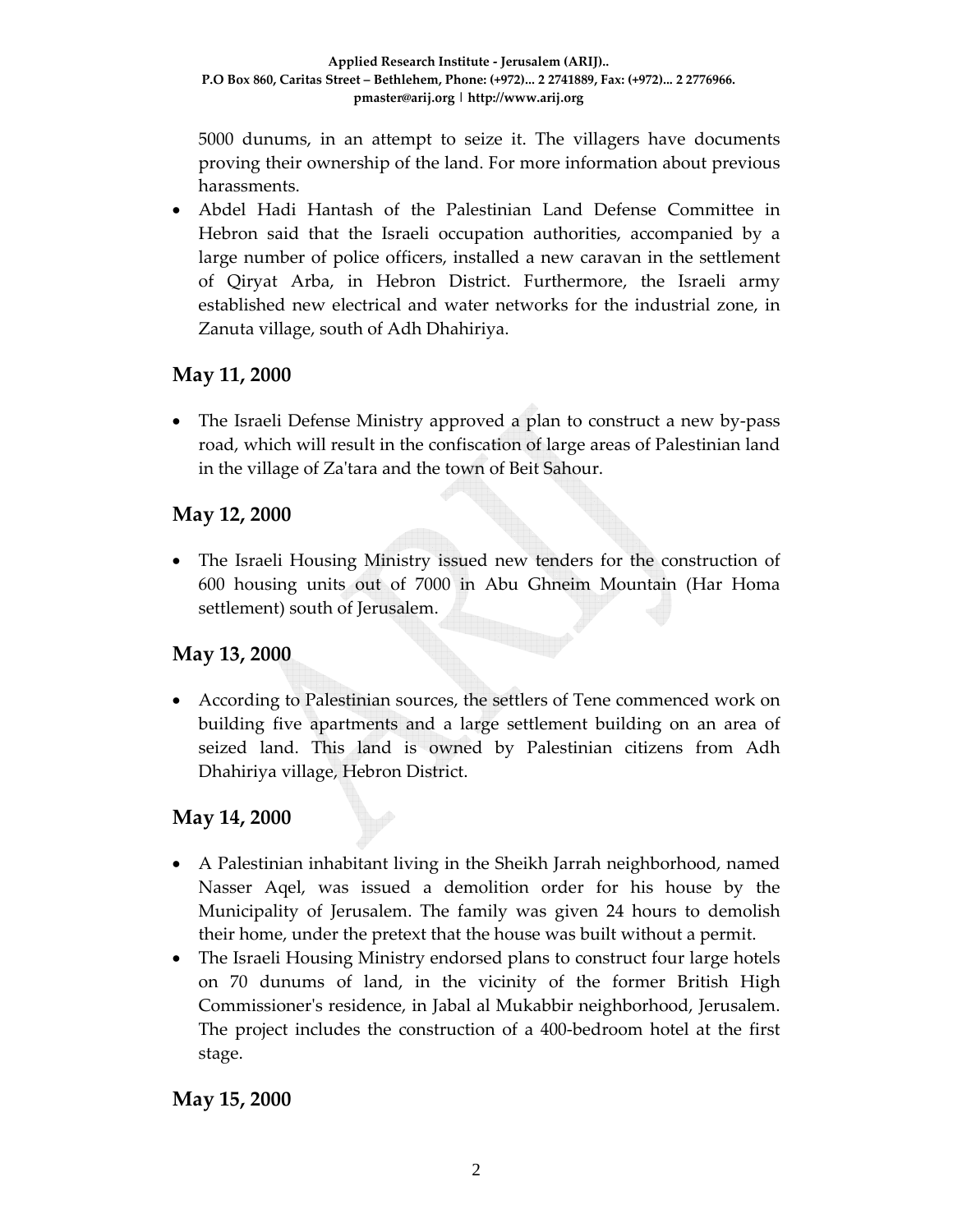5000 dunums, in an attempt to seize it. The villagers have documents proving their ownership of the land. For more information about previous harassments.

- Abdel Hadi Hantash of the Palestinian Land Defense Committee in Hebron said that the Israeli occupation authorities, accompanied by a large number of police officers, installed a new caravan in the settlement of Qiryat Arba, in Hebron District. Furthermore, the Israeli army established new electrical and water networks for the industrial zone, in Zanuta village, south of Adh Dhahiriya.

## May 11, 2000

- The Israeli Defense Ministry approved a plan to construct a new by-pass road, which will result in the confiscation of large areas of Palestinian land in the village of Za'tara and the town of Beit Sahour.

## May 12, 2000

- The Israeli Housing Ministry issued new tenders for the construction of 600 housing units out of 7000 in Abu Ghneim Mountain (Har Homa settlement) south of Jerusalem.

## May 13, 2000

- According to Palestinian sources, the settlers of Tene commenced work on building five apartments and a large settlement building on an area of seized land. This land is owned by Palestinian citizens from Adh Dhahiriya village, Hebron District.

## May 14, 2000

- A Palestinian inhabitant living in the Sheikh Jarrah neighborhood, named Nasser Aqel, was issued a demolition order for his house by the Municipality of Jerusalem. The family was given 24 hours to demolish their home, under the pretext that the house was built without a permit.
- The Israeli Housing Ministry endorsed plans to construct four large hotels on 70 dunums of land, in the vicinity of the former British High Commissioner's residence, in Jabal al Mukabbir neighborhood, Jerusalem. The project includes the construction of a 400-bedroom hotel at the first stage.

## May 15, 2000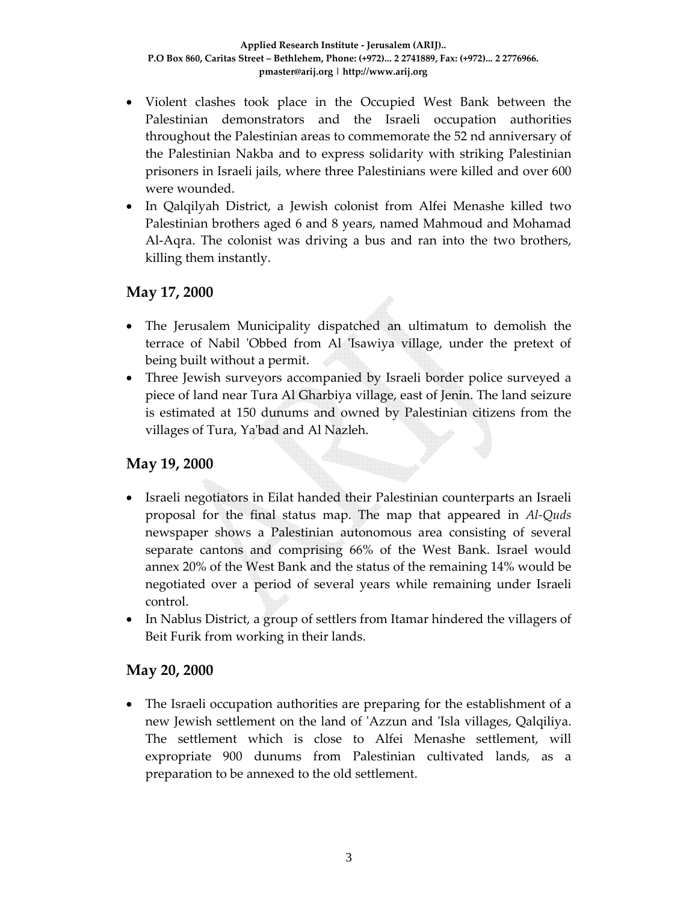- Violent clashes took place in the Occupied West Bank between the Palestinian demonstrators and the Israeli occupation authorities throughout the Palestinian areas to commemorate the 52 nd anniversary of the Palestinian Nakba and to express solidarity with striking Palestinian prisoners in Israeli jails, where three Palestinians were killed and over 600 were wounded.
- In Qalqilyah District, a Jewish colonist from Alfei Menashe killed two Palestinian brothers aged 6 and 8 years, named Mahmoud and Mohamad Al-Aqra. The colonist was driving a bus and ran into the two brothers, killing them instantly.

## May 17, 2000

- The Jerusalem Municipality dispatched an ultimatum to demolish the terrace of Nabil 'Obbed from Al 'Isawiya village, under the pretext of being built without a permit.
- Three Jewish surveyors accompanied by Israeli border police surveyed a piece of land near Tura Al Gharbiya village, east of Jenin. The land seizure is estimated at 150 dunums and owned by Palestinian citizens from the villages of Tura, Ya'bad and Al Nazleh.

## May 19, 2000

- Israeli negotiators in Eilat handed their Palestinian counterparts an Israeli proposal for the final status map. The map that appeared in *Al-Quds* newspaper shows a Palestinian autonomous area consisting of several separate cantons and comprising 66% of the West Bank. Israel would annex 20% of the West Bank and the status of the remaining 14% would be negotiated over a period of several years while remaining under Israeli control.
- In Nablus District, a group of settlers from Itamar hindered the villagers of Beit Furik from working in their lands.

## May 20, 2000

- The Israeli occupation authorities are preparing for the establishment of a new Jewish settlement on the land of 'Azzun and 'Isla villages, Qalqiliya. The settlement which is close to Alfei Menashe settlement, will expropriate 900 dunums from Palestinian cultivated lands, as a preparation to be annexed to the old settlement.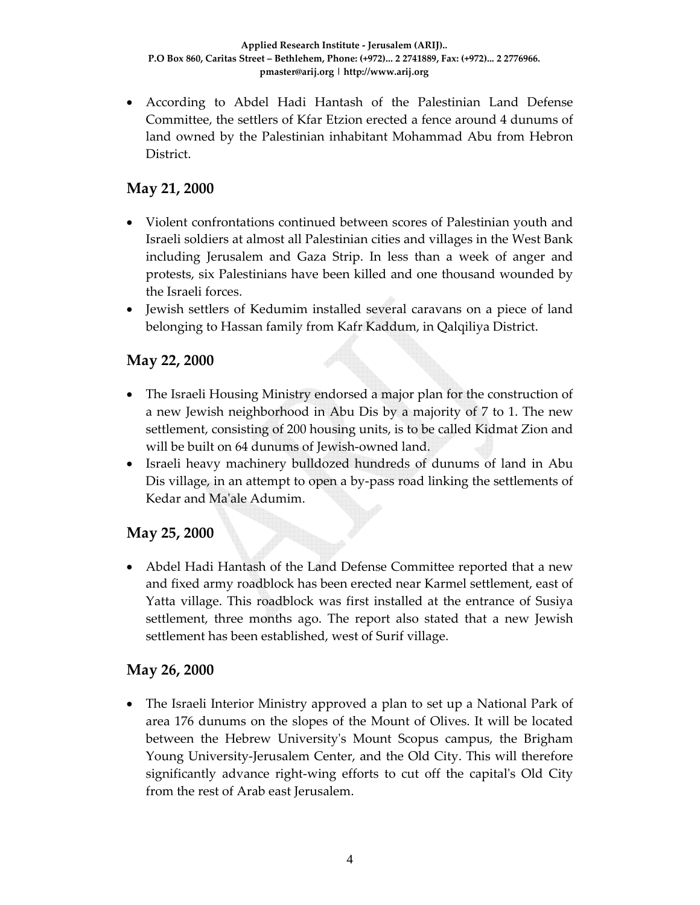- According to Abdel Hadi Hantash of the Palestinian Land Defense Committee, the settlers of Kfar Etzion erected a fence around 4 dunums of land owned by the Palestinian inhabitant Mohammad Abu from Hebron District.

## May 21, 2000

- Violent confrontations continued between scores of Palestinian youth and Israeli soldiers at almost all Palestinian cities and villages in the West Bank including Jerusalem and Gaza Strip. In less than a week of anger and protests, six Palestinians have been killed and one thousand wounded by the Israeli forces.
- Jewish settlers of Kedumim installed several caravans on a piece of land belonging to Hassan family from Kafr Kaddum, in Qalqiliya District.

## May 22, 2000

- The Israeli Housing Ministry endorsed a major plan for the construction of a new Jewish neighborhood in Abu Dis by a majority of 7 to 1. The new settlement, consisting of 200 housing units, is to be called Kidmat Zion and will be built on 64 dunums of Jewish-owned land.
- Israeli heavy machinery bulldozed hundreds of dunums of land in Abu Dis village, in an attempt to open a by-pass road linking the settlements of Kedar and Ma'ale Adumim.

## May 25, 2000

- Abdel Hadi Hantash of the Land Defense Committee reported that a new and fixed army roadblock has been erected near Karmel settlement, east of Yatta village. This roadblock was first installed at the entrance of Susiya settlement, three months ago. The report also stated that a new Jewish settlement has been established, west of Surif village.

## May 26, 2000

- The Israeli Interior Ministry approved a plan to set up a National Park of area 176 dunums on the slopes of the Mount of Olives. It will be located between the Hebrew University's Mount Scopus campus, the Brigham Young University-Jerusalem Center, and the Old City. This will therefore significantly advance right-wing efforts to cut off the capital's Old City from the rest of Arab east Jerusalem.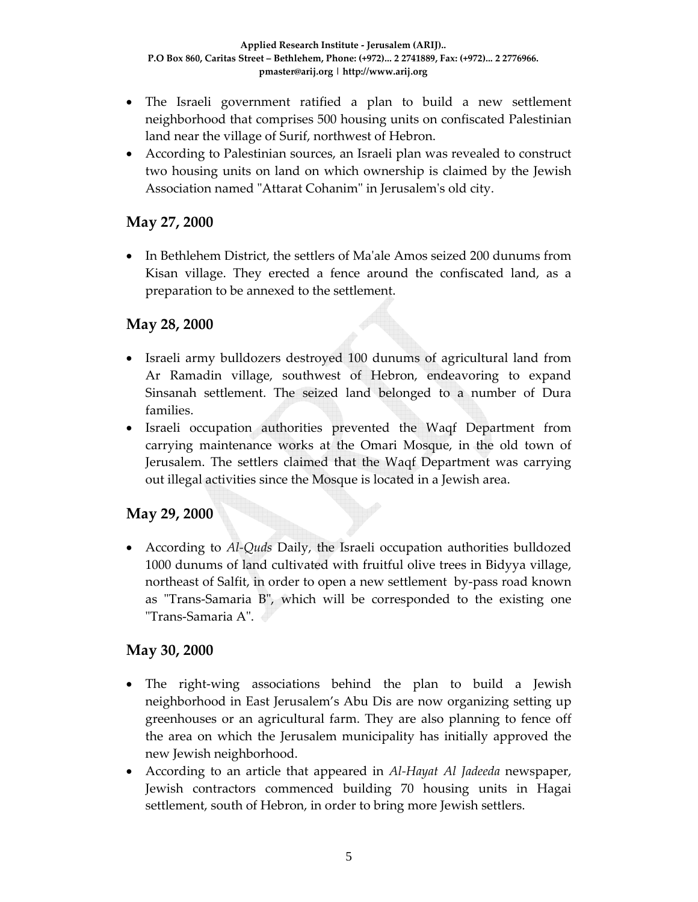- The Israeli government ratified a plan to build a new settlement neighborhood that comprises 500 housing units on confiscated Palestinian land near the village of Surif, northwest of Hebron.
- According to Palestinian sources, an Israeli plan was revealed to construct two housing units on land on which ownership is claimed by the Jewish Association named "Attarat Cohanim" in Jerusalem's old city.

## May 27, 2000

- In Bethlehem District, the settlers of Ma'ale Amos seized 200 dunums from Kisan village. They erected a fence around the confiscated land, as a preparation to be annexed to the settlement.

## May 28, 2000

- Israeli army bulldozers destroyed 100 dunums of agricultural land from Ar Ramadin village, southwest of Hebron, endeavoring to expand Sinsanah settlement. The seized land belonged to a number of Dura families.
- Israeli occupation authorities prevented the Waqf Department from carrying maintenance works at the Omari Mosque, in the old town of Jerusalem. The settlers claimed that the Waqf Department was carrying out illegal activities since the Mosque is located in a Jewish area.

## May 29, 2000

- According to *Al-Quds* Daily, the Israeli occupation authorities bulldozed 1000 dunums of land cultivated with fruitful olive trees in Bidyya village, northeast of Salfit, in order to open a new settlement by-pass road known as "Trans-Samaria B", which will be corresponded to the existing one "Trans-Samaria A".

## May 30, 2000

- The right-wing associations behind the plan to build a Jewish neighborhood in East Jerusalem's Abu Dis are now organizing setting up greenhouses or an agricultural farm. They are also planning to fence off the area on which the Jerusalem municipality has initially approved the new Jewish neighborhood.
- According to an article that appeared in *Al-Hayat Al Jadeeda* newspaper, Jewish contractors commenced building 70 housing units in Hagai settlement, south of Hebron, in order to bring more Jewish settlers.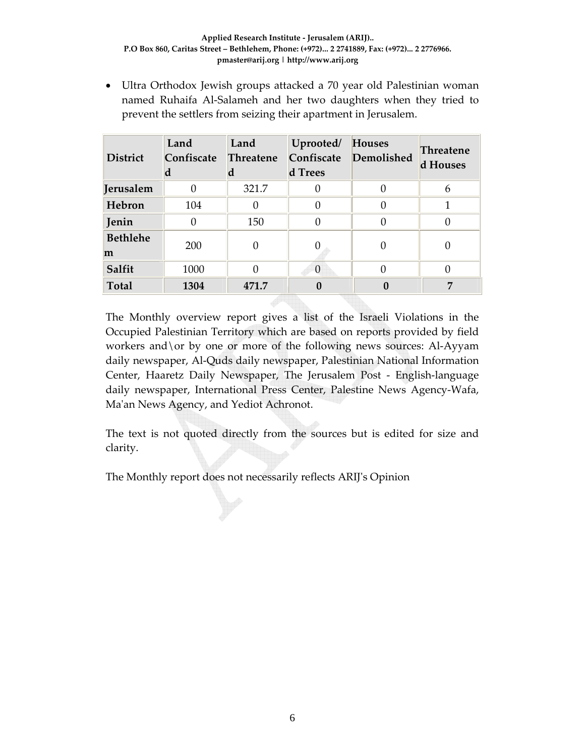- Ultra Orthodox Jewish groups attacked a 70 year old Palestinian woman named Ruhaifa Al-Salameh and her two daughters when they tried to prevent the settlers from seizing their apartment in Jerusalem.

| District | Land Confiscated | Land Threatened | Uprooted/ Confiscated Trees | Houses Demolished | Threatened Houses |
|---|---|---|---|---|---|
| **Jerusalem** | 0 | 321.7 | 0 | 0 | 6 |
| **Hebron** | 104 | 0 | 0 | 0 | 1 |
| **Jenin** | 0 | 150 | 0 | 0 | 0 |
| **Bethlehem** | 200 | 0 | 0 | 0 | 0 |
| **Salfit** | 1000 | 0 | 0 | 0 | 0 |
| **Total** | **1304** | **471.7** | **0** | **0** | **7** |

The Monthly overview report gives a list of the Israeli Violations in the Occupied Palestinian Territory which are based on reports provided by field workers and\or by one or more of the following news sources: Al-Ayyam daily newspaper, Al-Quds daily newspaper, Palestinian National Information Center, Haaretz Daily Newspaper, The Jerusalem Post - English-language daily newspaper, International Press Center, Palestine News Agency-Wafa, Ma'an News Agency, and Yediot Achronot.

The text is not quoted directly from the sources but is edited for size and clarity.

The Monthly report does not necessarily reflects ARIJ's Opinion